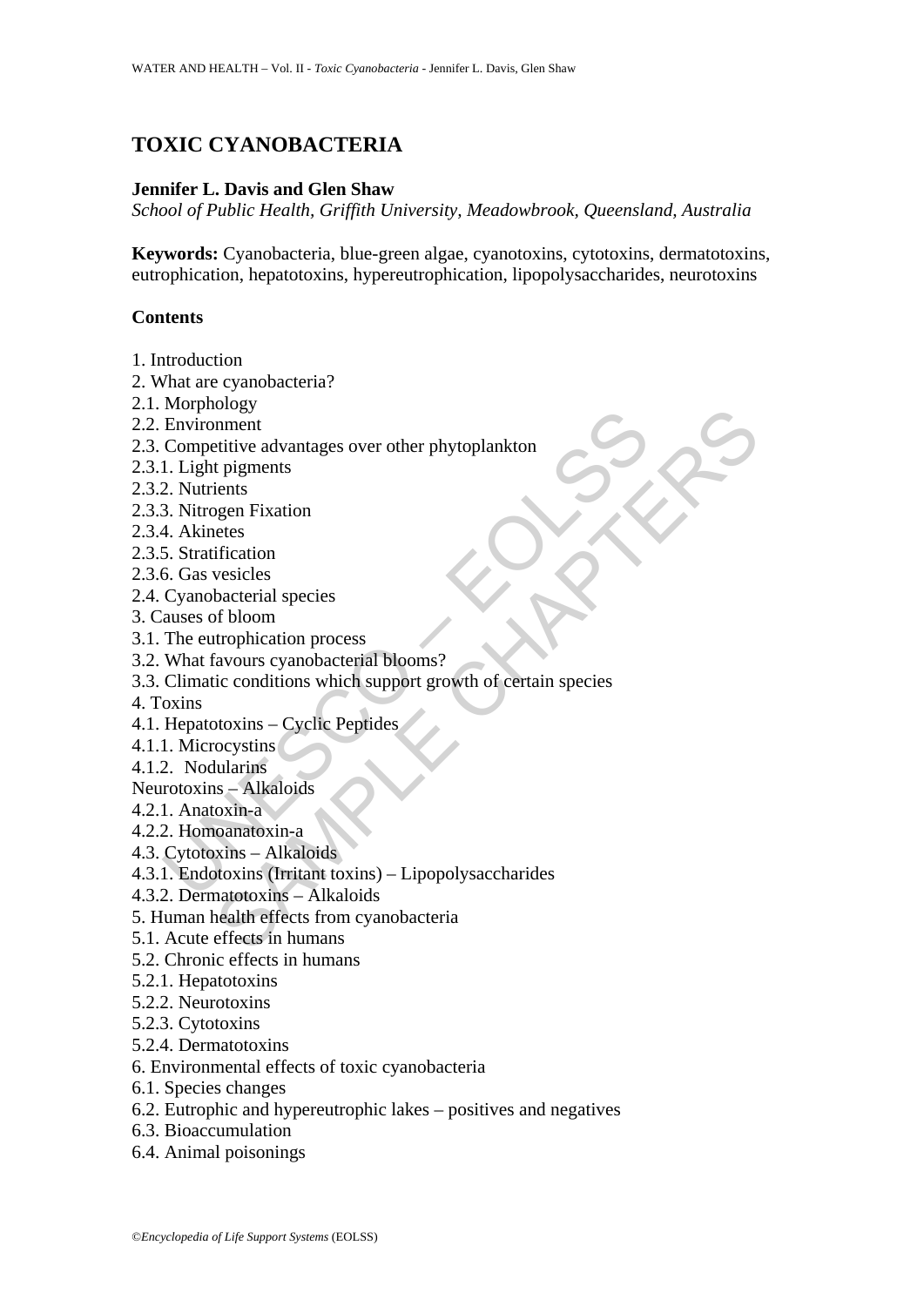# TOXIC CYANOBACTERIA

**Jennifer L. Davis and Glen Shaw**

*School of Public Health, Griffith University, Meadowbrook, Queensland, Australia*

**Keywords:** Cyanobacteria, blue-green algae, cyanotoxins, cytotoxins, dermatotoxins, eutrophication, hepatotoxins, hypereutrophication, lipopolysaccharides, neurotoxins

## Contents

1. Introduction
2. What are cyanobacteria?
2.1. Morphology
2.2. Environment
2.3. Competitive advantages over other phytoplankton
2.3.1. Light pigments
2.3.2. Nutrients
2.3.3. Nitrogen Fixation
2.3.4. Akinetes
2.3.5. Stratification
2.3.6. Gas vesicles
2.4. Cyanobacterial species
3. Causes of bloom
3.1. The eutrophication process
3.2. What favours cyanobacterial blooms?
3.3. Climatic conditions which support growth of certain species
4. Toxins
4.1. Hepatotoxins – Cyclic Peptides
4.1.1. Microcystins
4.1.2. Nodularins
Neurotoxins – Alkaloids
4.2.1. Anatoxin-a
4.2.2. Homoanatoxin-a
4.3. Cytotoxins – Alkaloids
4.3.1. Endotoxins (Irritant toxins) – Lipopolysaccharides
4.3.2. Dermatotoxins – Alkaloids
5. Human health effects from cyanobacteria
5.1. Acute effects in humans
5.2. Chronic effects in humans
5.2.1. Hepatotoxins
5.2.2. Neurotoxins
5.2.3. Cytotoxins
5.2.4. Dermatotoxins
6. Environmental effects of toxic cyanobacteria
6.1. Species changes
6.2. Eutrophic and hypereutrophic lakes – positives and negatives
6.3. Bioaccumulation
6.4. Animal poisonings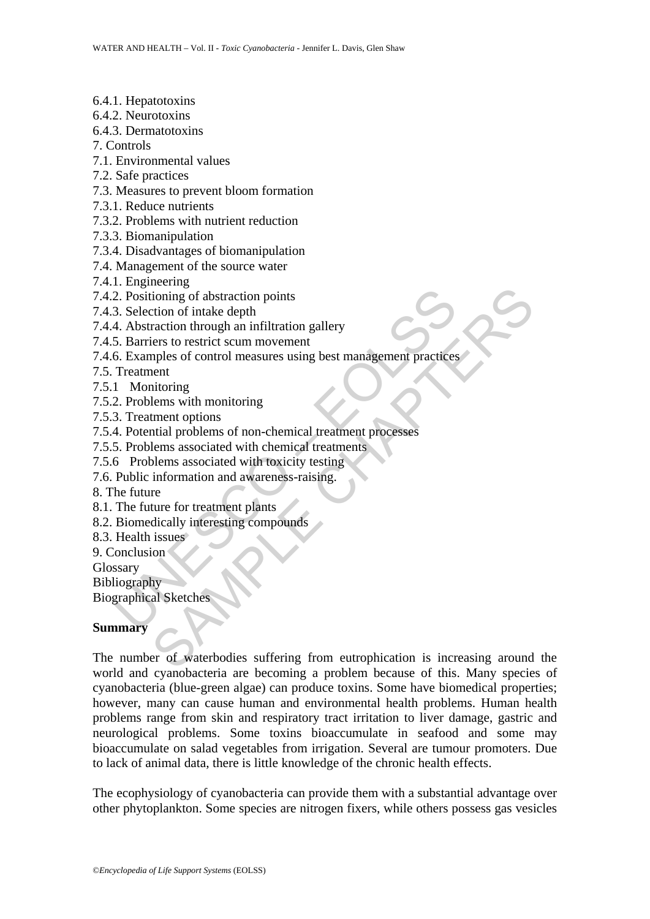6.4.1. Hepatotoxins
6.4.2. Neurotoxins
6.4.3. Dermatotoxins
7. Controls
7.1. Environmental values
7.2. Safe practices
7.3. Measures to prevent bloom formation
7.3.1. Reduce nutrients
7.3.2. Problems with nutrient reduction
7.3.3. Biomanipulation
7.3.4. Disadvantages of biomanipulation
7.4. Management of the source water
7.4.1. Engineering
7.4.2. Positioning of abstraction points
7.4.3. Selection of intake depth
7.4.4. Abstraction through an infiltration gallery
7.4.5. Barriers to restrict scum movement
7.4.6. Examples of control measures using best management practices
7.5. Treatment
7.5.1 Monitoring
7.5.2. Problems with monitoring
7.5.3. Treatment options
7.5.4. Potential problems of non-chemical treatment processes
7.5.5. Problems associated with chemical treatments
7.5.6 Problems associated with toxicity testing
7.6. Public information and awareness-raising.
8. The future
8.1. The future for treatment plants
8.2. Biomedically interesting compounds
8.3. Health issues
9. Conclusion
Glossary
Bibliography
Biographical Sketches

## Summary

The number of waterbodies suffering from eutrophication is increasing around the world and cyanobacteria are becoming a problem because of this. Many species of cyanobacteria (blue-green algae) can produce toxins. Some have biomedical properties; however, many can cause human and environmental health problems. Human health problems range from skin and respiratory tract irritation to liver damage, gastric and neurological problems. Some toxins bioaccumulate in seafood and some may bioaccumulate on salad vegetables from irrigation. Several are tumour promoters. Due to lack of animal data, there is little knowledge of the chronic health effects.

The ecophysiology of cyanobacteria can provide them with a substantial advantage over other phytoplankton. Some species are nitrogen fixers, while others possess gas vesicles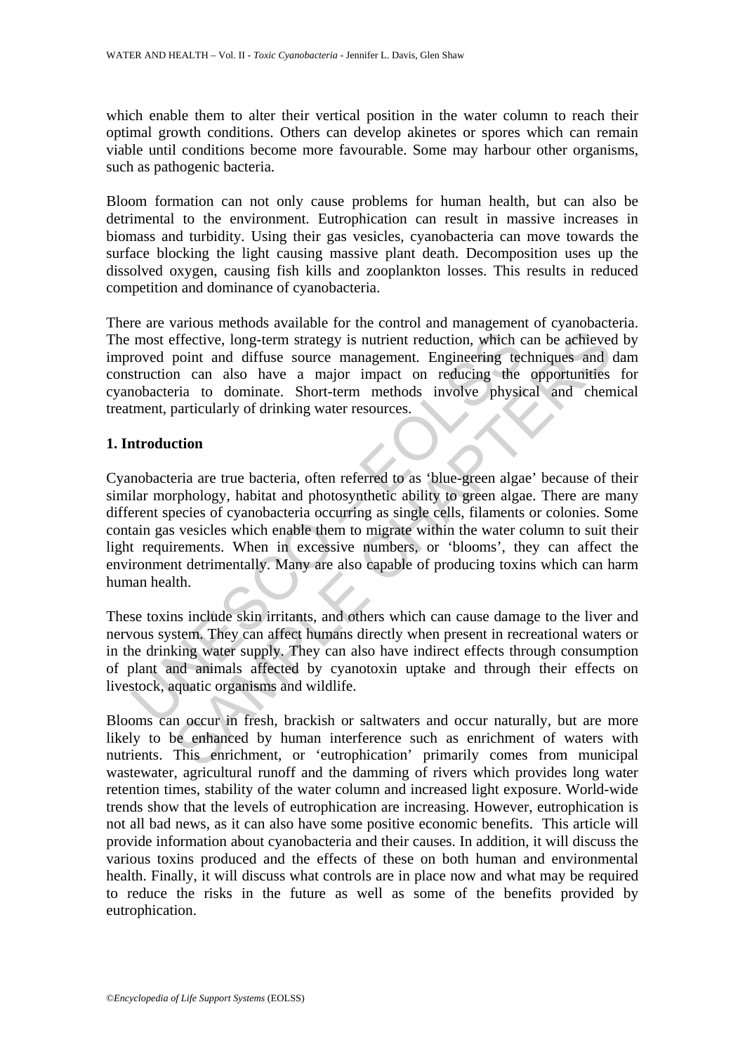which enable them to alter their vertical position in the water column to reach their optimal growth conditions. Others can develop akinetes or spores which can remain viable until conditions become more favourable. Some may harbour other organisms, such as pathogenic bacteria.

Bloom formation can not only cause problems for human health, but can also be detrimental to the environment. Eutrophication can result in massive increases in biomass and turbidity. Using their gas vesicles, cyanobacteria can move towards the surface blocking the light causing massive plant death. Decomposition uses up the dissolved oxygen, causing fish kills and zooplankton losses. This results in reduced competition and dominance of cyanobacteria.

There are various methods available for the control and management of cyanobacteria. The most effective, long-term strategy is nutrient reduction, which can be achieved by improved point and diffuse source management. Engineering techniques and dam construction can also have a major impact on reducing the opportunities for cyanobacteria to dominate. Short-term methods involve physical and chemical treatment, particularly of drinking water resources.

## 1. Introduction

Cyanobacteria are true bacteria, often referred to as 'blue-green algae' because of their similar morphology, habitat and photosynthetic ability to green algae. There are many different species of cyanobacteria occurring as single cells, filaments or colonies. Some contain gas vesicles which enable them to migrate within the water column to suit their light requirements. When in excessive numbers, or 'blooms', they can affect the environment detrimentally. Many are also capable of producing toxins which can harm human health.

These toxins include skin irritants, and others which can cause damage to the liver and nervous system. They can affect humans directly when present in recreational waters or in the drinking water supply. They can also have indirect effects through consumption of plant and animals affected by cyanotoxin uptake and through their effects on livestock, aquatic organisms and wildlife.

Blooms can occur in fresh, brackish or saltwaters and occur naturally, but are more likely to be enhanced by human interference such as enrichment of waters with nutrients. This enrichment, or 'eutrophication' primarily comes from municipal wastewater, agricultural runoff and the damming of rivers which provides long water retention times, stability of the water column and increased light exposure. World-wide trends show that the levels of eutrophication are increasing. However, eutrophication is not all bad news, as it can also have some positive economic benefits. This article will provide information about cyanobacteria and their causes. In addition, it will discuss the various toxins produced and the effects of these on both human and environmental health. Finally, it will discuss what controls are in place now and what may be required to reduce the risks in the future as well as some of the benefits provided by eutrophication.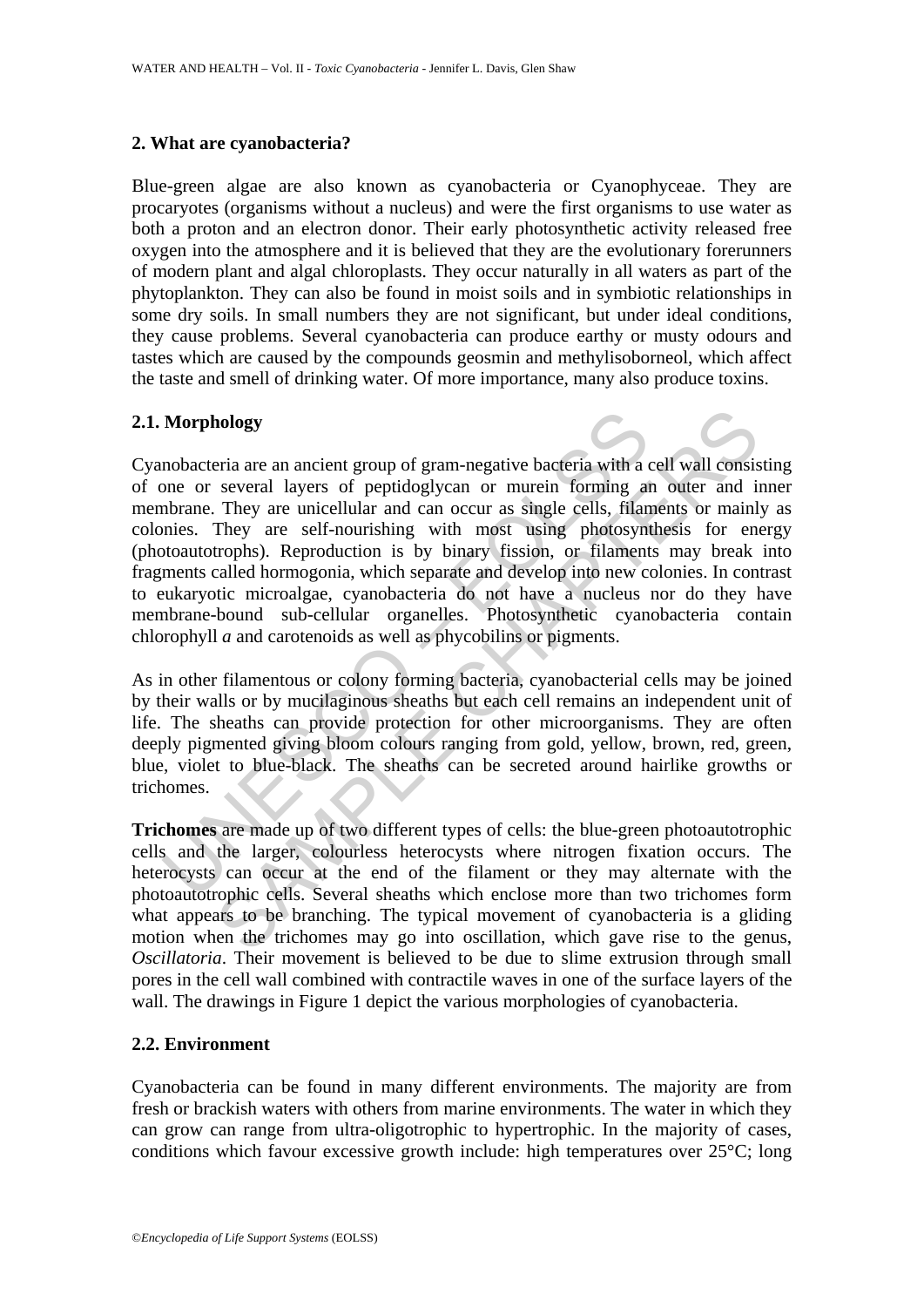## 2. What are cyanobacteria?

Blue-green algae are also known as cyanobacteria or Cyanophyceae. They are procaryotes (organisms without a nucleus) and were the first organisms to use water as both a proton and an electron donor. Their early photosynthetic activity released free oxygen into the atmosphere and it is believed that they are the evolutionary forerunners of modern plant and algal chloroplasts. They occur naturally in all waters as part of the phytoplankton. They can also be found in moist soils and in symbiotic relationships in some dry soils. In small numbers they are not significant, but under ideal conditions, they cause problems. Several cyanobacteria can produce earthy or musty odours and tastes which are caused by the compounds geosmin and methylisoborneol, which affect the taste and smell of drinking water. Of more importance, many also produce toxins.

### 2.1. Morphology

Cyanobacteria are an ancient group of gram-negative bacteria with a cell wall consisting of one or several layers of peptidoglycan or murein forming an outer and inner membrane. They are unicellular and can occur as single cells, filaments or mainly as colonies. They are self-nourishing with most using photosynthesis for energy (photoautotrophs). Reproduction is by binary fission, or filaments may break into fragments called hormogonia, which separate and develop into new colonies. In contrast to eukaryotic microalgae, cyanobacteria do not have a nucleus nor do they have membrane-bound sub-cellular organelles. Photosynthetic cyanobacteria contain chlorophyll *a* and carotenoids as well as phycobilins or pigments.

As in other filamentous or colony forming bacteria, cyanobacterial cells may be joined by their walls or by mucilaginous sheaths but each cell remains an independent unit of life. The sheaths can provide protection for other microorganisms. They are often deeply pigmented giving bloom colours ranging from gold, yellow, brown, red, green, blue, violet to blue-black. The sheaths can be secreted around hairlike growths or trichomes.

**Trichomes** are made up of two different types of cells: the blue-green photoautotrophic cells and the larger, colourless heterocysts where nitrogen fixation occurs. The heterocysts can occur at the end of the filament or they may alternate with the photoautotrophic cells. Several sheaths which enclose more than two trichomes form what appears to be branching. The typical movement of cyanobacteria is a gliding motion when the trichomes may go into oscillation, which gave rise to the genus, *Oscillatoria*. Their movement is believed to be due to slime extrusion through small pores in the cell wall combined with contractile waves in one of the surface layers of the wall. The drawings in Figure 1 depict the various morphologies of cyanobacteria.

### 2.2. Environment

Cyanobacteria can be found in many different environments. The majority are from fresh or brackish waters with others from marine environments. The water in which they can grow can range from ultra-oligotrophic to hypertrophic. In the majority of cases, conditions which favour excessive growth include: high temperatures over 25°C; long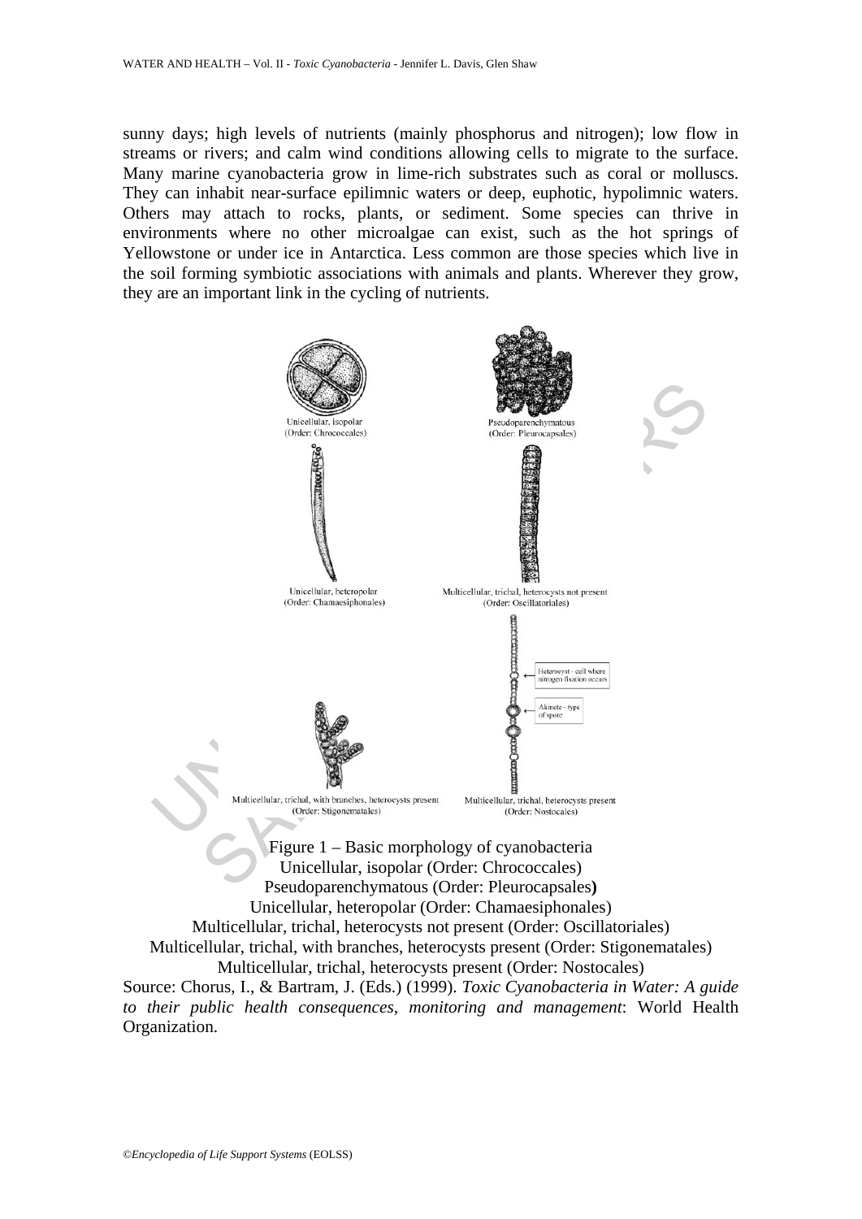sunny days; high levels of nutrients (mainly phosphorus and nitrogen); low flow in streams or rivers; and calm wind conditions allowing cells to migrate to the surface. Many marine cyanobacteria grow in lime-rich substrates such as coral or molluscs. They can inhabit near-surface epilimnic waters or deep, euphotic, hypolimnic waters. Others may attach to rocks, plants, or sediment. Some species can thrive in environments where no other microalgae can exist, such as the hot springs of Yellowstone or under ice in Antarctica. Less common are those species which live in the soil forming symbiotic associations with animals and plants. Wherever they grow, they are an important link in the cycling of nutrients.

Figure 1 – Basic morphology of cyanobacteria
Unicellular, isopolar (Order: Chrococcales)
Pseudoparenchymatous (Order: Pleurocapsales)
Unicellular, heteropolar (Order: Chamaesiphonales)
Multicellular, trichal, heterocysts not present (Order: Oscillatoriales)
Multicellular, trichal, with branches, heterocysts present (Order: Stigonematales)
Multicellular, trichal, heterocysts present (Order: Nostocales)
Source: Chorus, I., & Bartram, J. (Eds.) (1999). *Toxic Cyanobacteria in Water: A guide to their public health consequences, monitoring and management*: World Health Organization.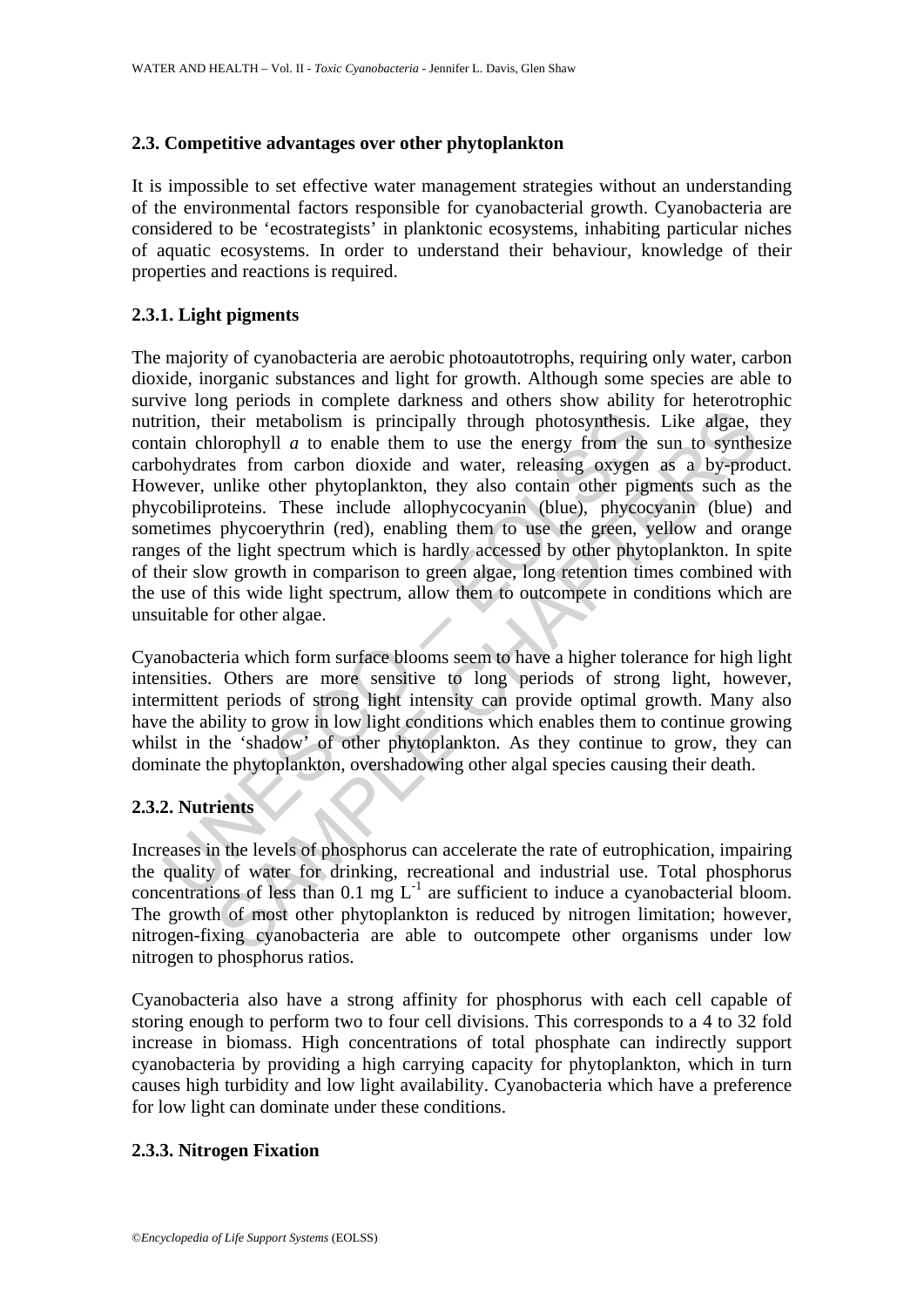### 2.3. Competitive advantages over other phytoplankton

It is impossible to set effective water management strategies without an understanding of the environmental factors responsible for cyanobacterial growth. Cyanobacteria are considered to be 'ecostrategists' in planktonic ecosystems, inhabiting particular niches of aquatic ecosystems. In order to understand their behaviour, knowledge of their properties and reactions is required.

#### 2.3.1. Light pigments

The majority of cyanobacteria are aerobic photoautotrophs, requiring only water, carbon dioxide, inorganic substances and light for growth. Although some species are able to survive long periods in complete darkness and others show ability for heterotrophic nutrition, their metabolism is principally through photosynthesis. Like algae, they contain chlorophyll *a* to enable them to use the energy from the sun to synthesize carbohydrates from carbon dioxide and water, releasing oxygen as a by-product. However, unlike other phytoplankton, they also contain other pigments such as the phycobiliproteins. These include allophycocyanin (blue), phycocyanin (blue) and sometimes phycoerythrin (red), enabling them to use the green, yellow and orange ranges of the light spectrum which is hardly accessed by other phytoplankton. In spite of their slow growth in comparison to green algae, long retention times combined with the use of this wide light spectrum, allow them to outcompete in conditions which are unsuitable for other algae.

Cyanobacteria which form surface blooms seem to have a higher tolerance for high light intensities. Others are more sensitive to long periods of strong light, however, intermittent periods of strong light intensity can provide optimal growth. Many also have the ability to grow in low light conditions which enables them to continue growing whilst in the 'shadow' of other phytoplankton. As they continue to grow, they can dominate the phytoplankton, overshadowing other algal species causing their death.

#### 2.3.2. Nutrients

Increases in the levels of phosphorus can accelerate the rate of eutrophication, impairing the quality of water for drinking, recreational and industrial use. Total phosphorus concentrations of less than 0.1 mg $L^{-1}$ are sufficient to induce a cyanobacterial bloom. The growth of most other phytoplankton is reduced by nitrogen limitation; however, nitrogen-fixing cyanobacteria are able to outcompete other organisms under low nitrogen to phosphorus ratios.

Cyanobacteria also have a strong affinity for phosphorus with each cell capable of storing enough to perform two to four cell divisions. This corresponds to a 4 to 32 fold increase in biomass. High concentrations of total phosphate can indirectly support cyanobacteria by providing a high carrying capacity for phytoplankton, which in turn causes high turbidity and low light availability. Cyanobacteria which have a preference for low light can dominate under these conditions.

#### 2.3.3. Nitrogen Fixation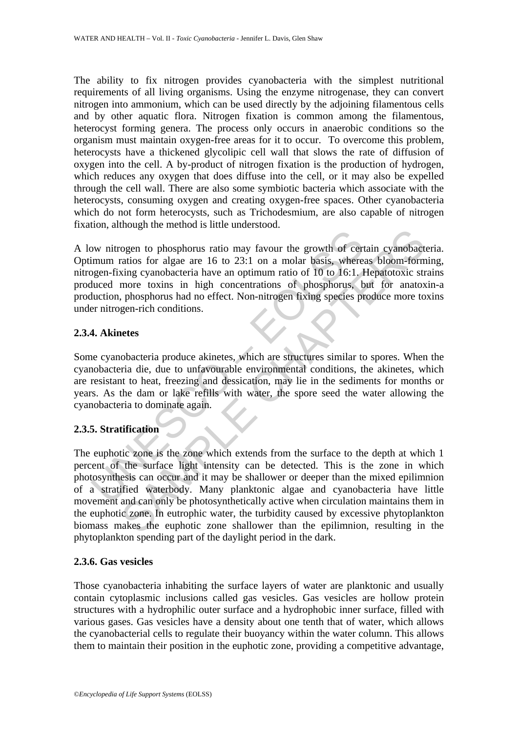The ability to fix nitrogen provides cyanobacteria with the simplest nutritional requirements of all living organisms. Using the enzyme nitrogenase, they can convert nitrogen into ammonium, which can be used directly by the adjoining filamentous cells and by other aquatic flora. Nitrogen fixation is common among the filamentous, heterocyst forming genera. The process only occurs in anaerobic conditions so the organism must maintain oxygen-free areas for it to occur. To overcome this problem, heterocysts have a thickened glycolipic cell wall that slows the rate of diffusion of oxygen into the cell. A by-product of nitrogen fixation is the production of hydrogen, which reduces any oxygen that does diffuse into the cell, or it may also be expelled through the cell wall. There are also some symbiotic bacteria which associate with the heterocysts, consuming oxygen and creating oxygen-free spaces. Other cyanobacteria which do not form heterocysts, such as Trichodesmium, are also capable of nitrogen fixation, although the method is little understood.

A low nitrogen to phosphorus ratio may favour the growth of certain cyanobacteria. Optimum ratios for algae are 16 to 23:1 on a molar basis, whereas bloom-forming, nitrogen-fixing cyanobacteria have an optimum ratio of 10 to 16:1. Hepatotoxic strains produced more toxins in high concentrations of phosphorus, but for anatoxin-a production, phosphorus had no effect. Non-nitrogen fixing species produce more toxins under nitrogen-rich conditions.

### 2.3.4. Akinetes

Some cyanobacteria produce akinetes, which are structures similar to spores. When the cyanobacteria die, due to unfavourable environmental conditions, the akinetes, which are resistant to heat, freezing and dessication, may lie in the sediments for months or years. As the dam or lake refills with water, the spore seed the water allowing the cyanobacteria to dominate again.

### 2.3.5. Stratification

The euphotic zone is the zone which extends from the surface to the depth at which 1 percent of the surface light intensity can be detected. This is the zone in which photosynthesis can occur and it may be shallower or deeper than the mixed epilimnion of a stratified waterbody. Many planktonic algae and cyanobacteria have little movement and can only be photosynthetically active when circulation maintains them in the euphotic zone. In eutrophic water, the turbidity caused by excessive phytoplankton biomass makes the euphotic zone shallower than the epilimnion, resulting in the phytoplankton spending part of the daylight period in the dark.

### 2.3.6. Gas vesicles

Those cyanobacteria inhabiting the surface layers of water are planktonic and usually contain cytoplasmic inclusions called gas vesicles. Gas vesicles are hollow protein structures with a hydrophilic outer surface and a hydrophobic inner surface, filled with various gases. Gas vesicles have a density about one tenth that of water, which allows the cyanobacterial cells to regulate their buoyancy within the water column. This allows them to maintain their position in the euphotic zone, providing a competitive advantage,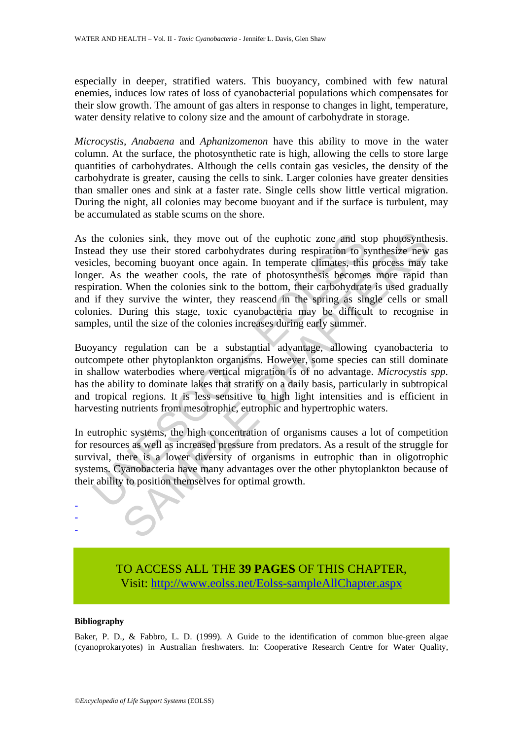especially in deeper, stratified waters. This buoyancy, combined with few natural enemies, induces low rates of loss of cyanobacterial populations which compensates for their slow growth. The amount of gas alters in response to changes in light, temperature, water density relative to colony size and the amount of carbohydrate in storage.

*Microcystis*, *Anabaena* and *Aphanizomenon* have this ability to move in the water column. At the surface, the photosynthetic rate is high, allowing the cells to store large quantities of carbohydrates. Although the cells contain gas vesicles, the density of the carbohydrate is greater, causing the cells to sink. Larger colonies have greater densities than smaller ones and sink at a faster rate. Single cells show little vertical migration. During the night, all colonies may become buoyant and if the surface is turbulent, may be accumulated as stable scums on the shore.

As the colonies sink, they move out of the euphotic zone and stop photosynthesis. Instead they use their stored carbohydrates during respiration to synthesize new gas vesicles, becoming buoyant once again. In temperate climates, this process may take longer. As the weather cools, the rate of photosynthesis becomes more rapid than respiration. When the colonies sink to the bottom, their carbohydrate is used gradually and if they survive the winter, they reascend in the spring as single cells or small colonies. During this stage, toxic cyanobacteria may be difficult to recognise in samples, until the size of the colonies increases during early summer.

Buoyancy regulation can be a substantial advantage, allowing cyanobacteria to outcompete other phytoplankton organisms. However, some species can still dominate in shallow waterbodies where vertical migration is of no advantage. *Microcystis spp.* has the ability to dominate lakes that stratify on a daily basis, particularly in subtropical and tropical regions. It is less sensitive to high light intensities and is efficient in harvesting nutrients from mesotrophic, eutrophic and hypertrophic waters.

In eutrophic systems, the high concentration of organisms causes a lot of competition for resources as well as increased pressure from predators. As a result of the struggle for survival, there is a lower diversity of organisms in eutrophic than in oligotrophic systems. Cyanobacteria have many advantages over the other phytoplankton because of their ability to position themselves for optimal growth.

-
-
-

TO ACCESS ALL THE **39 PAGES** OF THIS CHAPTER,
Visit: http://www.eolss.net/Eolss-sampleAllChapter.aspx

**Bibliography**

Baker, P. D., & Fabbro, L. D. (1999). A Guide to the identification of common blue-green algae (cyanoprokaryotes) in Australian freshwaters. In: Cooperative Research Centre for Water Quality,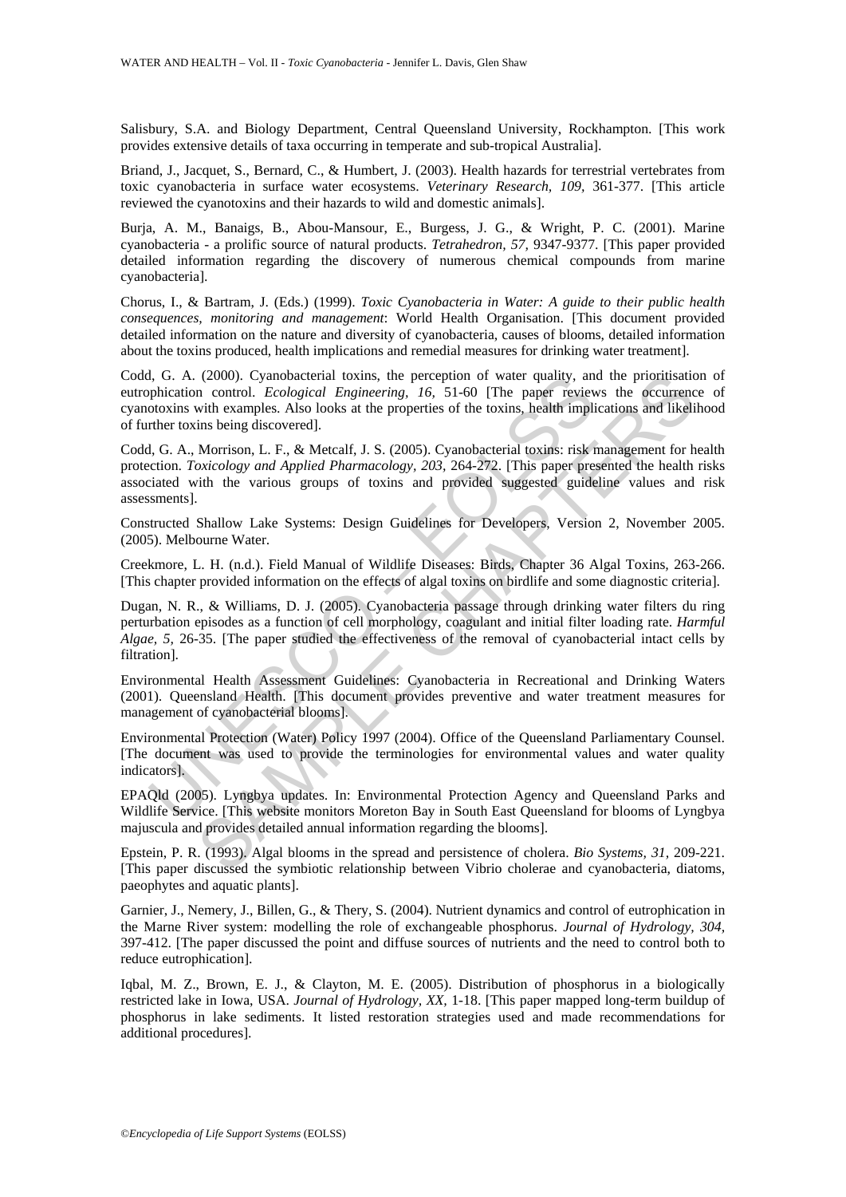Salisbury, S.A. and Biology Department, Central Queensland University, Rockhampton. [This work provides extensive details of taxa occurring in temperate and sub-tropical Australia].

Briand, J., Jacquet, S., Bernard, C., & Humbert, J. (2003). Health hazards for terrestrial vertebrates from toxic cyanobacteria in surface water ecosystems. *Veterinary Research, 109,* 361-377. [This article reviewed the cyanotoxins and their hazards to wild and domestic animals].

Burja, A. M., Banaigs, B., Abou-Mansour, E., Burgess, J. G., & Wright, P. C. (2001). Marine cyanobacteria - a prolific source of natural products. *Tetrahedron, 57,* 9347-9377. [This paper provided detailed information regarding the discovery of numerous chemical compounds from marine cyanobacteria].

Chorus, I., & Bartram, J. (Eds.) (1999). *Toxic Cyanobacteria in Water: A guide to their public health consequences, monitoring and management*: World Health Organisation. [This document provided detailed information on the nature and diversity of cyanobacteria, causes of blooms, detailed information about the toxins produced, health implications and remedial measures for drinking water treatment].

Codd, G. A. (2000). Cyanobacterial toxins, the perception of water quality, and the prioritisation of eutrophication control. *Ecological Engineering, 16,* 51-60 [The paper reviews the occurrence of cyanotoxins with examples. Also looks at the properties of the toxins, health implications and likelihood of further toxins being discovered].

Codd, G. A., Morrison, L. F., & Metcalf, J. S. (2005). Cyanobacterial toxins: risk management for health protection. *Toxicology and Applied Pharmacology, 203,* 264-272. [This paper presented the health risks associated with the various groups of toxins and provided suggested guideline values and risk assessments].

Constructed Shallow Lake Systems: Design Guidelines for Developers, Version 2, November 2005. (2005). Melbourne Water.

Creekmore, L. H. (n.d.). Field Manual of Wildlife Diseases: Birds, Chapter 36 Algal Toxins, 263-266. [This chapter provided information on the effects of algal toxins on birdlife and some diagnostic criteria].

Dugan, N. R., & Williams, D. J. (2005). Cyanobacteria passage through drinking water filters du ring perturbation episodes as a function of cell morphology, coagulant and initial filter loading rate. *Harmful Algae, 5,* 26-35. [The paper studied the effectiveness of the removal of cyanobacterial intact cells by filtration].

Environmental Health Assessment Guidelines: Cyanobacteria in Recreational and Drinking Waters (2001). Queensland Health. [This document provides preventive and water treatment measures for management of cyanobacterial blooms].

Environmental Protection (Water) Policy 1997 (2004). Office of the Queensland Parliamentary Counsel. [The document was used to provide the terminologies for environmental values and water quality indicators].

EPAQld (2005). Lyngbya updates. In: Environmental Protection Agency and Queensland Parks and Wildlife Service. [This website monitors Moreton Bay in South East Queensland for blooms of Lyngbya majuscula and provides detailed annual information regarding the blooms].

Epstein, P. R. (1993). Algal blooms in the spread and persistence of cholera. *Bio Systems, 31,* 209-221. [This paper discussed the symbiotic relationship between Vibrio cholerae and cyanobacteria, diatoms, paeophytes and aquatic plants].

Garnier, J., Nemery, J., Billen, G., & Thery, S. (2004). Nutrient dynamics and control of eutrophication in the Marne River system: modelling the role of exchangeable phosphorus. *Journal of Hydrology, 304,* 397-412. [The paper discussed the point and diffuse sources of nutrients and the need to control both to reduce eutrophication].

Iqbal, M. Z., Brown, E. J., & Clayton, M. E. (2005). Distribution of phosphorus in a biologically restricted lake in Iowa, USA. *Journal of Hydrology, XX,* 1-18. [This paper mapped long-term buildup of phosphorus in lake sediments. It listed restoration strategies used and made recommendations for additional procedures].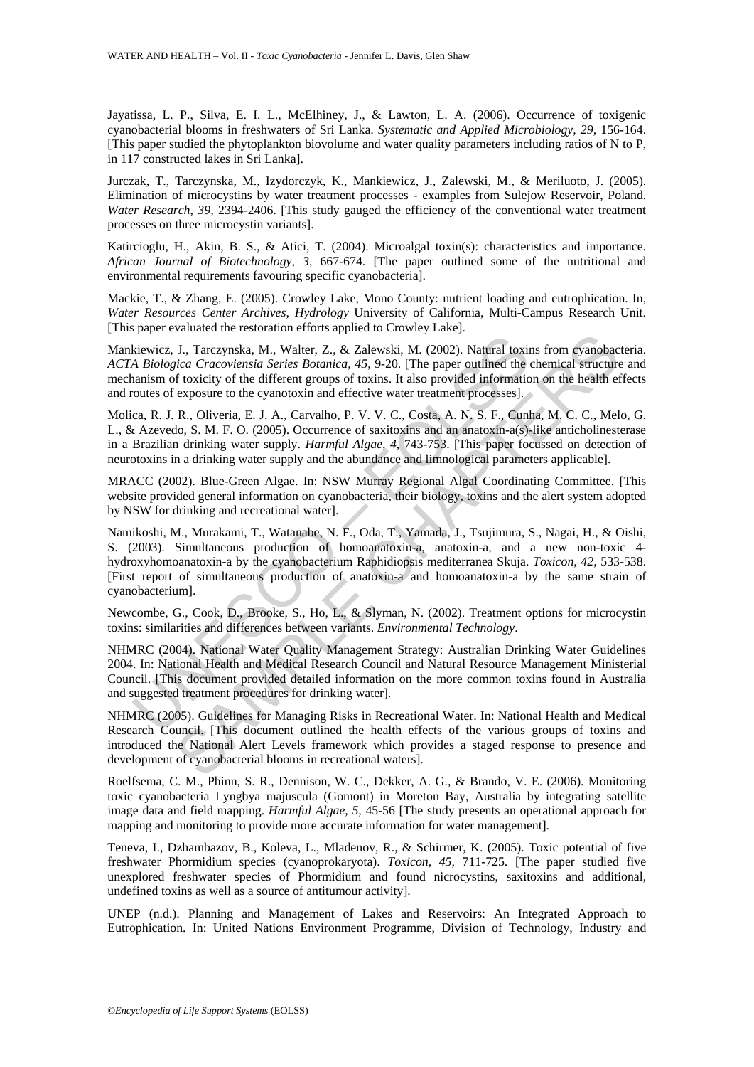Jayatissa, L. P., Silva, E. I. L., McElhiney, J., & Lawton, L. A. (2006). Occurrence of toxigenic cyanobacterial blooms in freshwaters of Sri Lanka. *Systematic and Applied Microbiology, 29,* 156-164. [This paper studied the phytoplankton biovolume and water quality parameters including ratios of N to P, in 117 constructed lakes in Sri Lanka].

Jurczak, T., Tarczynska, M., Izydorczyk, K., Mankiewicz, J., Zalewski, M., & Meriluoto, J. (2005). Elimination of microcystins by water treatment processes - examples from Sulejow Reservoir, Poland. *Water Research, 39,* 2394-2406. [This study gauged the efficiency of the conventional water treatment processes on three microcystin variants].

Katircioglu, H., Akin, B. S., & Atici, T. (2004). Microalgal toxin(s): characteristics and importance. *African Journal of Biotechnology, 3,* 667-674. [The paper outlined some of the nutritional and environmental requirements favouring specific cyanobacteria].

Mackie, T., & Zhang, E. (2005). Crowley Lake, Mono County: nutrient loading and eutrophication. In, *Water Resources Center Archives, Hydrology* University of California, Multi-Campus Research Unit. [This paper evaluated the restoration efforts applied to Crowley Lake].

Mankiewicz, J., Tarczynska, M., Walter, Z., & Zalewski, M. (2002). Natural toxins from cyanobacteria. *ACTA Biologica Cracoviensia Series Botanica, 45,* 9-20. [The paper outlined the chemical structure and mechanism of toxicity of the different groups of toxins. It also provided information on the health effects and routes of exposure to the cyanotoxin and effective water treatment processes].

Molica, R. J. R., Oliveria, E. J. A., Carvalho, P. V. V. C., Costa, A. N. S. F., Cunha, M. C. C., Melo, G. L., & Azevedo, S. M. F. O. (2005). Occurrence of saxitoxins and an anatoxin-a(s)-like anticholinesterase in a Brazilian drinking water supply. *Harmful Algae, 4,* 743-753. [This paper focussed on detection of neurotoxins in a drinking water supply and the abundance and limnological parameters applicable].

MRACC (2002). Blue-Green Algae. In: NSW Murray Regional Algal Coordinating Committee. [This website provided general information on cyanobacteria, their biology, toxins and the alert system adopted by NSW for drinking and recreational water].

Namikoshi, M., Murakami, T., Watanabe, N. F., Oda, T., Yamada, J., Tsujimura, S., Nagai, H., & Oishi, S. (2003). Simultaneous production of homoanatoxin-a, anatoxin-a, and a new non-toxic 4-hydroxyhomoanatoxin-a by the cyanobacterium Raphidiopsis mediterranea Skuja. *Toxicon, 42,* 533-538. [First report of simultaneous production of anatoxin-a and homoanatoxin-a by the same strain of cyanobacterium].

Newcombe, G., Cook, D., Brooke, S., Ho, L., & Slyman, N. (2002). Treatment options for microcystin toxins: similarities and differences between variants. *Environmental Technology*.

NHMRC (2004). National Water Quality Management Strategy: Australian Drinking Water Guidelines 2004. In: National Health and Medical Research Council and Natural Resource Management Ministerial Council. [This document provided detailed information on the more common toxins found in Australia and suggested treatment procedures for drinking water].

NHMRC (2005). Guidelines for Managing Risks in Recreational Water. In: National Health and Medical Research Council. [This document outlined the health effects of the various groups of toxins and introduced the National Alert Levels framework which provides a staged response to presence and development of cyanobacterial blooms in recreational waters].

Roelfsema, C. M., Phinn, S. R., Dennison, W. C., Dekker, A. G., & Brando, V. E. (2006). Monitoring toxic cyanobacteria Lyngbya majuscula (Gomont) in Moreton Bay, Australia by integrating satellite image data and field mapping. *Harmful Algae, 5,* 45-56 [The study presents an operational approach for mapping and monitoring to provide more accurate information for water management].

Teneva, I., Dzhambazov, B., Koleva, L., Mladenov, R., & Schirmer, K. (2005). Toxic potential of five freshwater Phormidium species (cyanoprokaryota). *Toxicon, 45,* 711-725. [The paper studied five unexplored freshwater species of Phormidium and found nicrocystins, saxitoxins and additional, undefined toxins as well as a source of antitumour activity].

UNEP (n.d.). Planning and Management of Lakes and Reservoirs: An Integrated Approach to Eutrophication. In: United Nations Environment Programme, Division of Technology, Industry and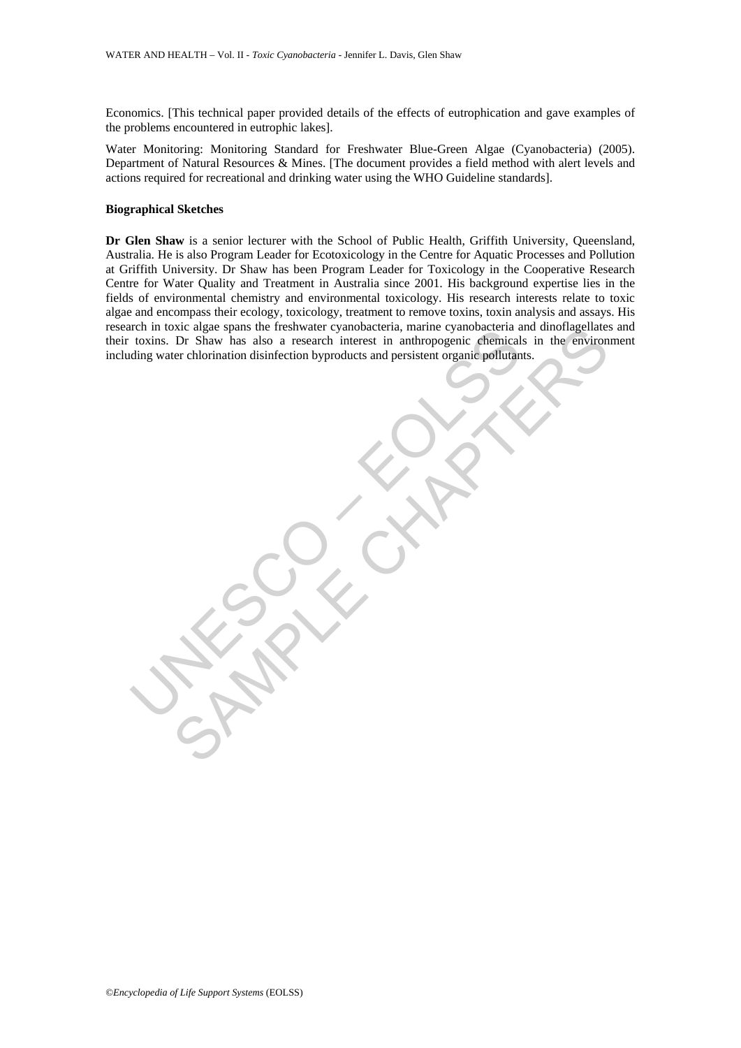Economics. [This technical paper provided details of the effects of eutrophication and gave examples of the problems encountered in eutrophic lakes].

Water Monitoring: Monitoring Standard for Freshwater Blue-Green Algae (Cyanobacteria) (2005). Department of Natural Resources & Mines. [The document provides a field method with alert levels and actions required for recreational and drinking water using the WHO Guideline standards].

### Biographical Sketches

**Dr Glen Shaw** is a senior lecturer with the School of Public Health, Griffith University, Queensland, Australia. He is also Program Leader for Ecotoxicology in the Centre for Aquatic Processes and Pollution at Griffith University. Dr Shaw has been Program Leader for Toxicology in the Cooperative Research Centre for Water Quality and Treatment in Australia since 2001. His background expertise lies in the fields of environmental chemistry and environmental toxicology. His research interests relate to toxic algae and encompass their ecology, toxicology, treatment to remove toxins, toxin analysis and assays. His research in toxic algae spans the freshwater cyanobacteria, marine cyanobacteria and dinoflagellates and their toxins. Dr Shaw has also a research interest in anthropogenic chemicals in the environment including water chlorination disinfection byproducts and persistent organic pollutants.